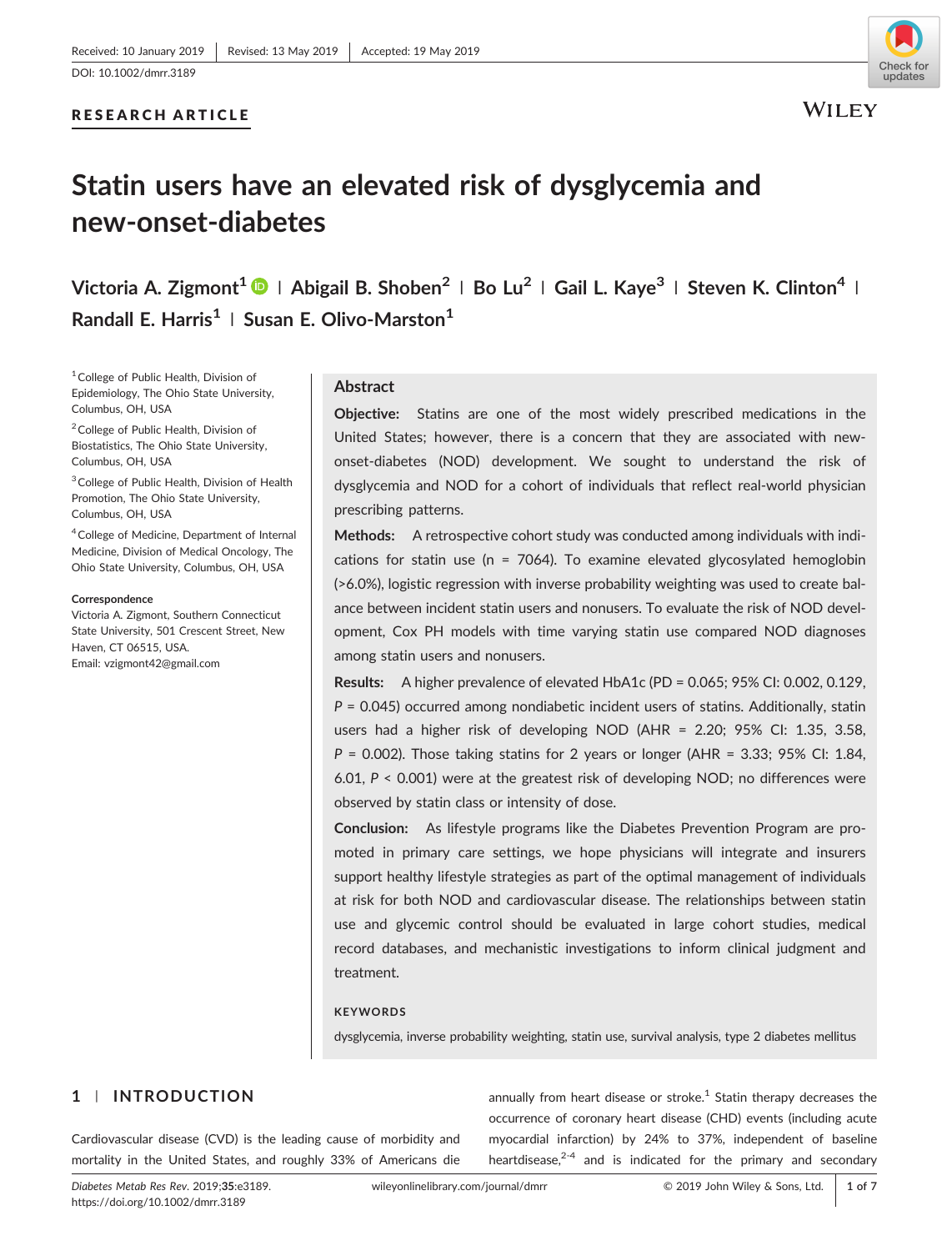Received: 10 January 2019 | Revised: 13 May 2019 | Accepted: 19 May 2019

DOI: 10.1002/dmrr.3189

RESEARCH ARTICLE

# Statin users have an elevated risk of dysglycemia and new-onset-diabetes

**Victoria A. Zigmont[1] | Abigail B. Shoben[2] | Bo Lu[2] | Gail L. Kaye[3] | Steven K. Clinton[4] | Randall E. Harris[1] | Susan E. Olivo-Marston[1]**

[1] College of Public Health, Division of Epidemiology, The Ohio State University, Columbus, OH, USA

[2] College of Public Health, Division of Biostatistics, The Ohio State University, Columbus, OH, USA

[3] College of Public Health, Division of Health Promotion, The Ohio State University, Columbus, OH, USA

[4] College of Medicine, Department of Internal Medicine, Division of Medical Oncology, The Ohio State University, Columbus, OH, USA

**Correspondence**
Victoria A. Zigmont, Southern Connecticut State University, 501 Crescent Street, New Haven, CT 06515, USA.
Email: vzigmont42@gmail.com

## Abstract

**Objective:** Statins are one of the most widely prescribed medications in the United States; however, there is a concern that they are associated with new-onset-diabetes (NOD) development. We sought to understand the risk of dysglycemia and NOD for a cohort of individuals that reflect real-world physician prescribing patterns.

**Methods:** A retrospective cohort study was conducted among individuals with indications for statin use (n = 7064). To examine elevated glycosylated hemoglobin (>6.0%), logistic regression with inverse probability weighting was used to create balance between incident statin users and nonusers. To evaluate the risk of NOD development, Cox PH models with time varying statin use compared NOD diagnoses among statin users and nonusers.

**Results:** A higher prevalence of elevated HbA1c (PD = 0.065; 95% CI: 0.002, 0.129, $P$ = 0.045) occurred among nondiabetic incident users of statins. Additionally, statin users had a higher risk of developing NOD (AHR = 2.20; 95% CI: 1.35, 3.58, $P$ = 0.002). Those taking statins for 2 years or longer (AHR = 3.33; 95% CI: 1.84, 6.01, $P$ < 0.001) were at the greatest risk of developing NOD; no differences were observed by statin class or intensity of dose.

**Conclusion:** As lifestyle programs like the Diabetes Prevention Program are promoted in primary care settings, we hope physicians will integrate and insurers support healthy lifestyle strategies as part of the optimal management of individuals at risk for both NOD and cardiovascular disease. The relationships between statin use and glycemic control should be evaluated in large cohort studies, medical record databases, and mechanistic investigations to inform clinical judgment and treatment.

**KEYWORDS**

dysglycemia, inverse probability weighting, statin use, survival analysis, type 2 diabetes mellitus

## 1 | INTRODUCTION

Cardiovascular disease (CVD) is the leading cause of morbidity and mortality in the United States, and roughly 33% of Americans die annually from heart disease or stroke.[1] Statin therapy decreases the occurrence of coronary heart disease (CHD) events (including acute myocardial infarction) by 24% to 37%, independent of baseline heartdisease,[2-4] and is indicated for the primary and secondary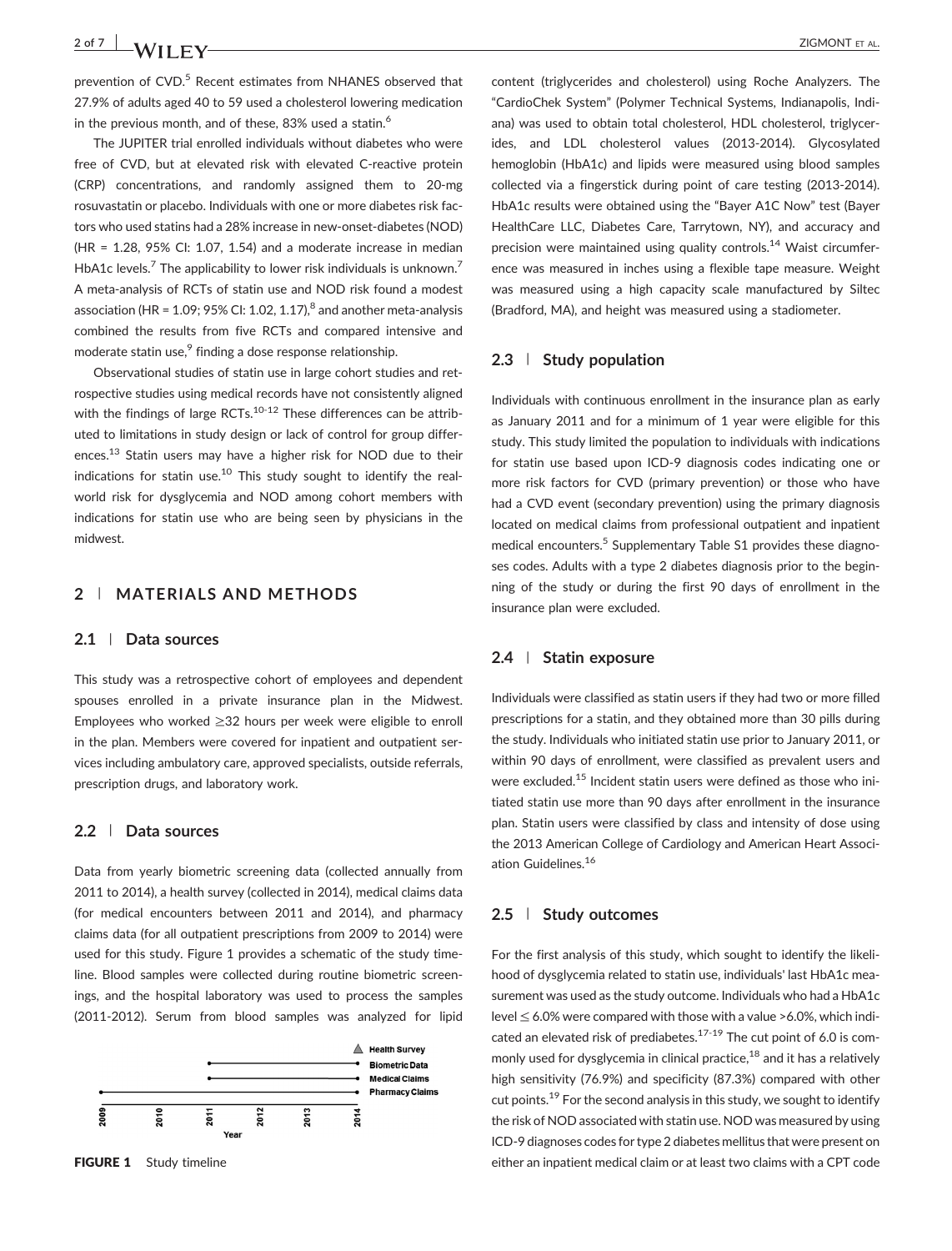prevention of CVD.[5] Recent estimates from NHANES observed that 27.9% of adults aged 40 to 59 used a cholesterol lowering medication in the previous month, and of these, 83% used a statin.[6]

The JUPITER trial enrolled individuals without diabetes who were free of CVD, but at elevated risk with elevated C-reactive protein (CRP) concentrations, and randomly assigned them to 20-mg rosuvastatin or placebo. Individuals with one or more diabetes risk factors who used statins had a 28% increase in new-onset-diabetes (NOD) (HR = 1.28, 95% CI: 1.07, 1.54) and a moderate increase in median HbA1c levels.[7] The applicability to lower risk individuals is unknown.[7] A meta-analysis of RCTs of statin use and NOD risk found a modest association (HR = 1.09; 95% CI: 1.02, 1.17),[8] and another meta-analysis combined the results from five RCTs and compared intensive and moderate statin use,[9] finding a dose response relationship.

Observational studies of statin use in large cohort studies and retrospective studies using medical records have not consistently aligned with the findings of large RCTs.[10-12] These differences can be attributed to limitations in study design or lack of control for group differences.[13] Statin users may have a higher risk for NOD due to their indications for statin use.[10] This study sought to identify the real-world risk for dysglycemia and NOD among cohort members with indications for statin use who are being seen by physicians in the midwest.

## 2 | MATERIALS AND METHODS

### 2.1 | Data sources

This study was a retrospective cohort of employees and dependent spouses enrolled in a private insurance plan in the Midwest. Employees who worked ≥32 hours per week were eligible to enroll in the plan. Members were covered for inpatient and outpatient services including ambulatory care, approved specialists, outside referrals, prescription drugs, and laboratory work.

### 2.2 | Data sources

Data from yearly biometric screening data (collected annually from 2011 to 2014), a health survey (collected in 2014), medical claims data (for medical encounters between 2011 and 2014), and pharmacy claims data (for all outpatient prescriptions from 2009 to 2014) were used for this study. Figure 1 provides a schematic of the study timeline. Blood samples were collected during routine biometric screenings, and the hospital laboratory was used to process the samples (2011-2012). Serum from blood samples was analyzed for lipid content (triglycerides and cholesterol) using Roche Analyzers. The "CardioChek System" (Polymer Technical Systems, Indianapolis, Indiana) was used to obtain total cholesterol, HDL cholesterol, triglycerides, and LDL cholesterol values (2013-2014). Glycosylated hemoglobin (HbA1c) and lipids were measured using blood samples collected via a fingerstick during point of care testing (2013-2014). HbA1c results were obtained using the "Bayer A1C Now" test (Bayer HealthCare LLC, Diabetes Care, Tarrytown, NY), and accuracy and precision were maintained using quality controls.[14] Waist circumference was measured in inches using a flexible tape measure. Weight was measured using a high capacity scale manufactured by Siltec (Bradford, MA), and height was measured using a stadiometer.

**FIGURE 1** Study timeline

### 2.3 | Study population

Individuals with continuous enrollment in the insurance plan as early as January 2011 and for a minimum of 1 year were eligible for this study. This study limited the population to individuals with indications for statin use based upon ICD-9 diagnosis codes indicating one or more risk factors for CVD (primary prevention) or those who have had a CVD event (secondary prevention) using the primary diagnosis located on medical claims from professional outpatient and inpatient medical encounters.[5] Supplementary Table S1 provides these diagnoses codes. Adults with a type 2 diabetes diagnosis prior to the beginning of the study or during the first 90 days of enrollment in the insurance plan were excluded.

### 2.4 | Statin exposure

Individuals were classified as statin users if they had two or more filled prescriptions for a statin, and they obtained more than 30 pills during the study. Individuals who initiated statin use prior to January 2011, or within 90 days of enrollment, were classified as prevalent users and were excluded.[15] Incident statin users were defined as those who initiated statin use more than 90 days after enrollment in the insurance plan. Statin users were classified by class and intensity of dose using the 2013 American College of Cardiology and American Heart Association Guidelines.[16]

### 2.5 | Study outcomes

For the first analysis of this study, which sought to identify the likelihood of dysglycemia related to statin use, individuals' last HbA1c measurement was used as the study outcome. Individuals who had a HbA1c level ≤ 6.0% were compared with those with a value >6.0%, which indicated an elevated risk of prediabetes.[17-19] The cut point of 6.0 is commonly used for dysglycemia in clinical practice,[18] and it has a relatively high sensitivity (76.9%) and specificity (87.3%) compared with other cut points.[19] For the second analysis in this study, we sought to identify the risk of NOD associated with statin use. NOD was measured by using ICD-9 diagnoses codes for type 2 diabetes mellitus that were present on either an inpatient medical claim or at least two claims with a CPT code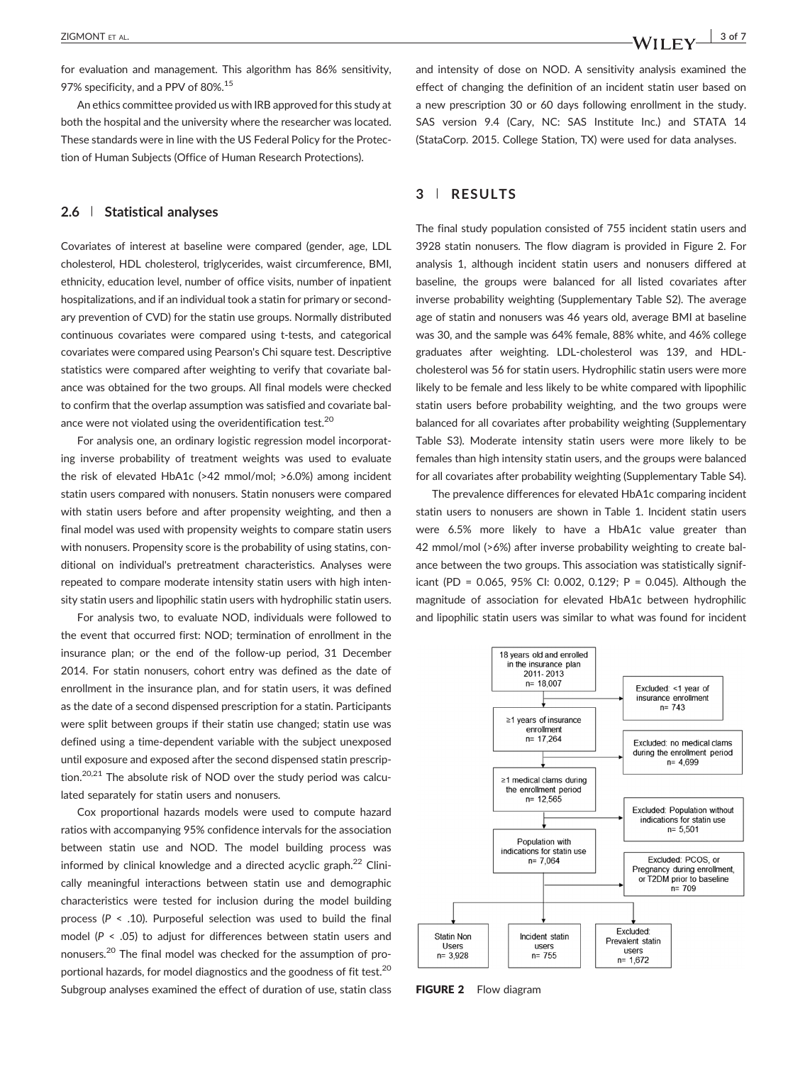for evaluation and management. This algorithm has 86% sensitivity, 97% specificity, and a PPV of 80%.[15]

An ethics committee provided us with IRB approved for this study at both the hospital and the university where the researcher was located. These standards were in line with the US Federal Policy for the Protection of Human Subjects (Office of Human Research Protections).

### 2.6 | Statistical analyses

Covariates of interest at baseline were compared (gender, age, LDL cholesterol, HDL cholesterol, triglycerides, waist circumference, BMI, ethnicity, education level, number of office visits, number of inpatient hospitalizations, and if an individual took a statin for primary or secondary prevention of CVD) for the statin use groups. Normally distributed continuous covariates were compared using t-tests, and categorical covariates were compared using Pearson's Chi square test. Descriptive statistics were compared after weighting to verify that covariate balance was obtained for the two groups. All final models were checked to confirm that the overlap assumption was satisfied and covariate balance were not violated using the overidentification test.[20]

For analysis one, an ordinary logistic regression model incorporating inverse probability of treatment weights was used to evaluate the risk of elevated HbA1c (>42 mmol/mol; >6.0%) among incident statin users compared with nonusers. Statin nonusers were compared with statin users before and after propensity weighting, and then a final model was used with propensity weights to compare statin users with nonusers. Propensity score is the probability of using statins, conditional on individual's pretreatment characteristics. Analyses were repeated to compare moderate intensity statin users with high intensity statin users and lipophilic statin users with hydrophilic statin users.

For analysis two, to evaluate NOD, individuals were followed to the event that occurred first: NOD; termination of enrollment in the insurance plan; or the end of the follow-up period, 31 December 2014. For statin nonusers, cohort entry was defined as the date of enrollment in the insurance plan, and for statin users, it was defined as the date of a second dispensed prescription for a statin. Participants were split between groups if their statin use changed; statin use was defined using a time-dependent variable with the subject unexposed until exposure and exposed after the second dispensed statin prescription.[20,21] The absolute risk of NOD over the study period was calculated separately for statin users and nonusers.

Cox proportional hazards models were used to compute hazard ratios with accompanying 95% confidence intervals for the association between statin use and NOD. The model building process was informed by clinical knowledge and a directed acyclic graph.[22] Clinically meaningful interactions between statin use and demographic characteristics were tested for inclusion during the model building process ($P < .10$). Purposeful selection was used to build the final model ($P < .05$) to adjust for differences between statin users and nonusers.[20] The final model was checked for the assumption of proportional hazards, for model diagnostics and the goodness of fit test.[20] Subgroup analyses examined the effect of duration of use, statin class and intensity of dose on NOD. A sensitivity analysis examined the effect of changing the definition of an incident statin user based on a new prescription 30 or 60 days following enrollment in the study. SAS version 9.4 (Cary, NC: SAS Institute Inc.) and STATA 14 (StataCorp. 2015. College Station, TX) were used for data analyses.

## 3 | RESULTS

The final study population consisted of 755 incident statin users and 3928 statin nonusers. The flow diagram is provided in Figure 2. For analysis 1, although incident statin users and nonusers differed at baseline, the groups were balanced for all listed covariates after inverse probability weighting (Supplementary Table S2). The average age of statin and nonusers was 46 years old, average BMI at baseline was 30, and the sample was 64% female, 88% white, and 46% college graduates after weighting. LDL-cholesterol was 139, and HDL-cholesterol was 56 for statin users. Hydrophilic statin users were more likely to be female and less likely to be white compared with lipophilic statin users before probability weighting, and the two groups were balanced for all covariates after probability weighting (Supplementary Table S3). Moderate intensity statin users were more likely to be females than high intensity statin users, and the groups were balanced for all covariates after probability weighting (Supplementary Table S4).

The prevalence differences for elevated HbA1c comparing incident statin users to nonusers are shown in Table 1. Incident statin users were 6.5% more likely to have a HbA1c value greater than 42 mmol/mol (>6%) after inverse probability weighting to create balance between the two groups. This association was statistically significant (PD = 0.065, 95% CI: 0.002, 0.129; P = 0.045). Although the magnitude of association for elevated HbA1c between hydrophilic and lipophilic statin users was similar to what was found for incident

- 18 years old and enrolled in the insurance plan 2011- 2013, n= 18,007
  - Excluded: <1 year of insurance enrollment, n= 743
- ≥1 years of insurance enrollment, n= 17,264
  - Excluded: no medical clams during the enrollment period, n= 4,699
- ≥1 medical clams during the enrollment period, n= 12,565
  - Excluded: Population without indications for statin use, n= 5,501
- Population with indications for statin use, n= 7,064
  - Excluded: PCOS, or Pregnancy during enrollment, or T2DM prior to baseline, n= 709
- Statin Non Users, n= 3,928
- Incident statin users, n= 755
- Excluded: Prevalent statin users, n= 1,672

**FIGURE 2** Flow diagram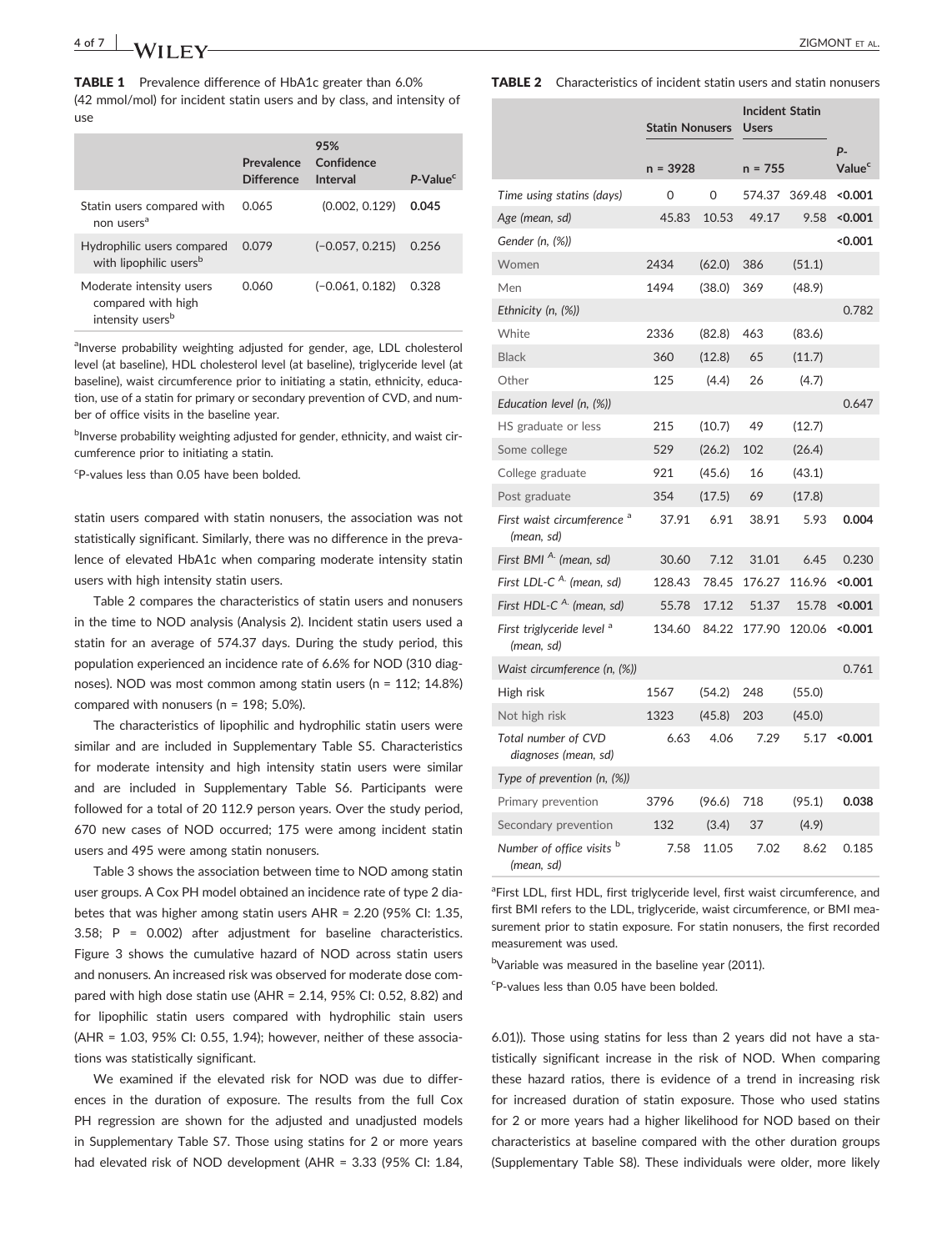**TABLE 1** Prevalence difference of HbA1c greater than 6.0% (42 mmol/mol) for incident statin users and by class, and intensity of use

| | Prevalence Difference | 95% Confidence Interval | P-Value[c] |
|---|---|---|---|
| Statin users compared with non users[a] | 0.065 | (0.002, 0.129) | **0.045** |
| Hydrophilic users compared with lipophilic users[b] | 0.079 | (−0.057, 0.215) | 0.256 |
| Moderate intensity users compared with high intensity users[b] | 0.060 | (−0.061, 0.182) | 0.328 |

[a]Inverse probability weighting adjusted for gender, age, LDL cholesterol level (at baseline), HDL cholesterol level (at baseline), triglyceride level (at baseline), waist circumference prior to initiating a statin, ethnicity, education, use of a statin for primary or secondary prevention of CVD, and number of office visits in the baseline year.

[b]Inverse probability weighting adjusted for gender, ethnicity, and waist circumference prior to initiating a statin.

[c]P-values less than 0.05 have been bolded.

statin users compared with statin nonusers, the association was not statistically significant. Similarly, there was no difference in the prevalence of elevated HbA1c when comparing moderate intensity statin users with high intensity statin users.

Table 2 compares the characteristics of statin users and nonusers in the time to NOD analysis (Analysis 2). Incident statin users used a statin for an average of 574.37 days. During the study period, this population experienced an incidence rate of 6.6% for NOD (310 diagnoses). NOD was most common among statin users (n = 112; 14.8%) compared with nonusers (n = 198; 5.0%).

The characteristics of lipophilic and hydrophilic statin users were similar and are included in Supplementary Table S5. Characteristics for moderate intensity and high intensity statin users were similar and are included in Supplementary Table S6. Participants were followed for a total of 20 112.9 person years. Over the study period, 670 new cases of NOD occurred; 175 were among incident statin users and 495 were among statin nonusers.

Table 3 shows the association between time to NOD among statin user groups. A Cox PH model obtained an incidence rate of type 2 diabetes that was higher among statin users AHR = 2.20 (95% CI: 1.35, 3.58; P = 0.002) after adjustment for baseline characteristics. Figure 3 shows the cumulative hazard of NOD across statin users and nonusers. An increased risk was observed for moderate dose compared with high dose statin use (AHR = 2.14, 95% CI: 0.52, 8.82) and for lipophilic statin users compared with hydrophilic stain users (AHR = 1.03, 95% CI: 0.55, 1.94); however, neither of these associations was statistically significant.

We examined if the elevated risk for NOD was due to differences in the duration of exposure. The results from the full Cox PH regression are shown for the adjusted and unadjusted models in Supplementary Table S7. Those using statins for 2 or more years had elevated risk of NOD development (AHR = 3.33 (95% CI: 1.84, 6.01)). Those using statins for less than 2 years did not have a statistically significant increase in the risk of NOD. When comparing these hazard ratios, there is evidence of a trend in increasing risk for increased duration of statin exposure. Those who used statins for 2 or more years had a higher likelihood for NOD based on their characteristics at baseline compared with the other duration groups (Supplementary Table S8). These individuals were older, more likely

**TABLE 2** Characteristics of incident statin users and statin nonusers

| | Statin Nonusers | | Incident Statin Users | | P-Value[c] |
|---|---|---|---|---|---|
| | n = 3928 | | n = 755 | | |
| *Time using statins (days)* | 0 | 0 | 574.37 | 369.48 | **<0.001** |
| *Age (mean, sd)* | 45.83 | 10.53 | 49.17 | 9.58 | **<0.001** |
| *Gender (n, (%))* | | | | | **<0.001** |
| Women | 2434 | (62.0) | 386 | (51.1) | |
| Men | 1494 | (38.0) | 369 | (48.9) | |
| *Ethnicity (n, (%))* | | | | | 0.782 |
| White | 2336 | (82.8) | 463 | (83.6) | |
| Black | 360 | (12.8) | 65 | (11.7) | |
| Other | 125 | (4.4) | 26 | (4.7) | |
| *Education level (n, (%))* | | | | | 0.647 |
| HS graduate or less | 215 | (10.7) | 49 | (12.7) | |
| Some college | 529 | (26.2) | 102 | (26.4) | |
| College graduate | 921 | (45.6) | 16 | (43.1) | |
| Post graduate | 354 | (17.5) | 69 | (17.8) | |
| *First waist circumference [a] (mean, sd)* | 37.91 | 6.91 | 38.91 | 5.93 | **0.004** |
| *First BMI [A.] (mean, sd)* | 30.60 | 7.12 | 31.01 | 6.45 | 0.230 |
| *First LDL-C [A.] (mean, sd)* | 128.43 | 78.45 | 176.27 | 116.96 | **<0.001** |
| *First HDL-C [A.] (mean, sd)* | 55.78 | 17.12 | 51.37 | 15.78 | **<0.001** |
| *First triglyceride level [a] (mean, sd)* | 134.60 | 84.22 | 177.90 | 120.06 | **<0.001** |
| *Waist circumference (n, (%))* | | | | | 0.761 |
| High risk | 1567 | (54.2) | 248 | (55.0) | |
| Not high risk | 1323 | (45.8) | 203 | (45.0) | |
| *Total number of CVD diagnoses (mean, sd)* | 6.63 | 4.06 | 7.29 | 5.17 | **<0.001** |
| *Type of prevention (n, (%))* | | | | | |
| Primary prevention | 3796 | (96.6) | 718 | (95.1) | **0.038** |
| Secondary prevention | 132 | (3.4) | 37 | (4.9) | |
| *Number of office visits [b] (mean, sd)* | 7.58 | 11.05 | 7.02 | 8.62 | 0.185 |

[a]First LDL, first HDL, first triglyceride level, first waist circumference, and first BMI refers to the LDL, triglyceride, waist circumference, or BMI measurement prior to statin exposure. For statin nonusers, the first recorded measurement was used.

[b]Variable was measured in the baseline year (2011).

[c]P-values less than 0.05 have been bolded.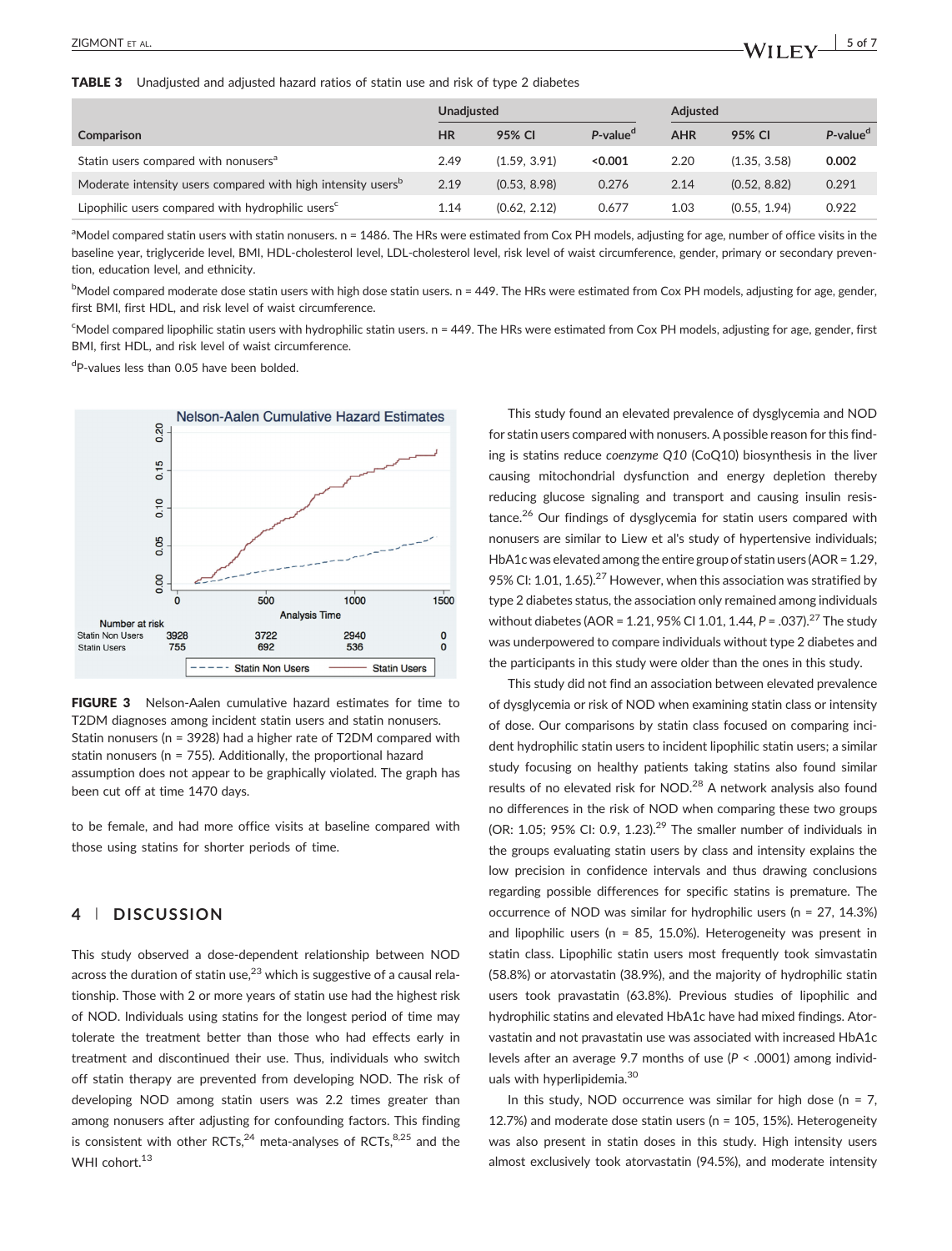**TABLE 3** Unadjusted and adjusted hazard ratios of statin use and risk of type 2 diabetes

| Comparison | Unadjusted | | | Adjusted | | |
|---|---|---|---|---|---|---|
| | HR | 95% CI | P-value[d] | AHR | 95% CI | P-value[d] |
| Statin users compared with nonusers[a] | 2.49 | (1.59, 3.91) | **<0.001** | 2.20 | (1.35, 3.58) | **0.002** |
| Moderate intensity users compared with high intensity users[b] | 2.19 | (0.53, 8.98) | 0.276 | 2.14 | (0.52, 8.82) | 0.291 |
| Lipophilic users compared with hydrophilic users[c] | 1.14 | (0.62, 2.12) | 0.677 | 1.03 | (0.55, 1.94) | 0.922 |

[a]Model compared statin users with statin nonusers. n = 1486. The HRs were estimated from Cox PH models, adjusting for age, number of office visits in the baseline year, triglyceride level, BMI, HDL-cholesterol level, LDL-cholesterol level, risk level of waist circumference, gender, primary or secondary prevention, education level, and ethnicity.

[b]Model compared moderate dose statin users with high dose statin users. n = 449. The HRs were estimated from Cox PH models, adjusting for age, gender, first BMI, first HDL, and risk level of waist circumference.

[c]Model compared lipophilic statin users with hydrophilic statin users. n = 449. The HRs were estimated from Cox PH models, adjusting for age, gender, first BMI, first HDL, and risk level of waist circumference.

[d]P-values less than 0.05 have been bolded.

**FIGURE 3** Nelson-Aalen cumulative hazard estimates for time to T2DM diagnoses among incident statin users and statin nonusers. Statin nonusers (n = 3928) had a higher rate of T2DM compared with statin nonusers (n = 755). Additionally, the proportional hazard assumption does not appear to be graphically violated. The graph has been cut off at time 1470 days.

to be female, and had more office visits at baseline compared with those using statins for shorter periods of time.

## 4 | DISCUSSION

This study observed a dose-dependent relationship between NOD across the duration of statin use,[23] which is suggestive of a causal relationship. Those with 2 or more years of statin use had the highest risk of NOD. Individuals using statins for the longest period of time may tolerate the treatment better than those who had effects early in treatment and discontinued their use. Thus, individuals who switch off statin therapy are prevented from developing NOD. The risk of developing NOD among statin users was 2.2 times greater than among nonusers after adjusting for confounding factors. This finding is consistent with other RCTs,[24] meta-analyses of RCTs,[8,25] and the WHI cohort.[13]

This study found an elevated prevalence of dysglycemia and NOD for statin users compared with nonusers. A possible reason for this finding is statins reduce *coenzyme Q10* (CoQ10) biosynthesis in the liver causing mitochondrial dysfunction and energy depletion thereby reducing glucose signaling and transport and causing insulin resistance.[26] Our findings of dysglycemia for statin users compared with nonusers are similar to Liew et al's study of hypertensive individuals; HbA1c was elevated among the entire group of statin users (AOR = 1.29, 95% CI: 1.01, 1.65).[27] However, when this association was stratified by type 2 diabetes status, the association only remained among individuals without diabetes (AOR = 1.21, 95% CI 1.01, 1.44, $P = .037$).[27] The study was underpowered to compare individuals without type 2 diabetes and the participants in this study were older than the ones in this study.

This study did not find an association between elevated prevalence of dysglycemia or risk of NOD when examining statin class or intensity of dose. Our comparisons by statin class focused on comparing incident hydrophilic statin users to incident lipophilic statin users; a similar study focusing on healthy patients taking statins also found similar results of no elevated risk for NOD.[28] A network analysis also found no differences in the risk of NOD when comparing these two groups (OR: 1.05; 95% CI: 0.9, 1.23).[29] The smaller number of individuals in the groups evaluating statin users by class and intensity explains the low precision in confidence intervals and thus drawing conclusions regarding possible differences for specific statins is premature. The occurrence of NOD was similar for hydrophilic users (n = 27, 14.3%) and lipophilic users (n = 85, 15.0%). Heterogeneity was present in statin class. Lipophilic statin users most frequently took simvastatin (58.8%) or atorvastatin (38.9%), and the majority of hydrophilic statin users took pravastatin (63.8%). Previous studies of lipophilic and hydrophilic statins and elevated HbA1c have had mixed findings. Atorvastatin and not pravastatin use was associated with increased HbA1c levels after an average 9.7 months of use ($P < .0001$) among individuals with hyperlipidemia.[30]

In this study, NOD occurrence was similar for high dose (n = 7, 12.7%) and moderate dose statin users (n = 105, 15%). Heterogeneity was also present in statin doses in this study. High intensity users almost exclusively took atorvastatin (94.5%), and moderate intensity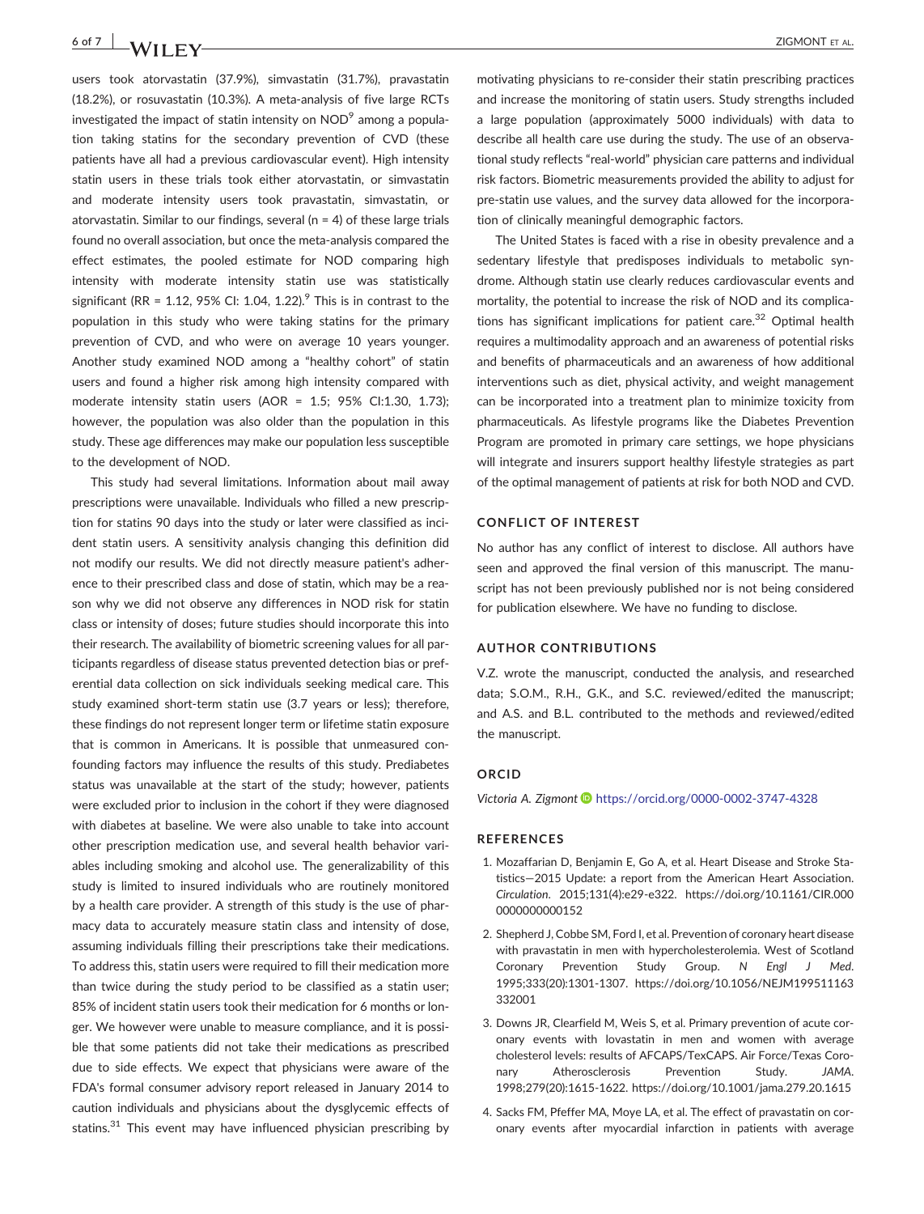users took atorvastatin (37.9%), simvastatin (31.7%), pravastatin (18.2%), or rosuvastatin (10.3%). A meta-analysis of five large RCTs investigated the impact of statin intensity on NOD[9] among a population taking statins for the secondary prevention of CVD (these patients have all had a previous cardiovascular event). High intensity statin users in these trials took either atorvastatin, or simvastatin and moderate intensity users took pravastatin, simvastatin, or atorvastatin. Similar to our findings, several (n = 4) of these large trials found no overall association, but once the meta-analysis compared the effect estimates, the pooled estimate for NOD comparing high intensity with moderate intensity statin use was statistically significant (RR = 1.12, 95% CI: 1.04, 1.22).[9] This is in contrast to the population in this study who were taking statins for the primary prevention of CVD, and who were on average 10 years younger. Another study examined NOD among a "healthy cohort" of statin users and found a higher risk among high intensity compared with moderate intensity statin users (AOR = 1.5; 95% CI:1.30, 1.73); however, the population was also older than the population in this study. These age differences may make our population less susceptible to the development of NOD.

This study had several limitations. Information about mail away prescriptions were unavailable. Individuals who filled a new prescription for statins 90 days into the study or later were classified as incident statin users. A sensitivity analysis changing this definition did not modify our results. We did not directly measure patient's adherence to their prescribed class and dose of statin, which may be a reason why we did not observe any differences in NOD risk for statin class or intensity of doses; future studies should incorporate this into their research. The availability of biometric screening values for all participants regardless of disease status prevented detection bias or preferential data collection on sick individuals seeking medical care. This study examined short-term statin use (3.7 years or less); therefore, these findings do not represent longer term or lifetime statin exposure that is common in Americans. It is possible that unmeasured confounding factors may influence the results of this study. Prediabetes status was unavailable at the start of the study; however, patients were excluded prior to inclusion in the cohort if they were diagnosed with diabetes at baseline. We were also unable to take into account other prescription medication use, and several health behavior variables including smoking and alcohol use. The generalizability of this study is limited to insured individuals who are routinely monitored by a health care provider. A strength of this study is the use of pharmacy data to accurately measure statin class and intensity of dose, assuming individuals filling their prescriptions take their medications. To address this, statin users were required to fill their medication more than twice during the study period to be classified as a statin user; 85% of incident statin users took their medication for 6 months or longer. We however were unable to measure compliance, and it is possible that some patients did not take their medications as prescribed due to side effects. We expect that physicians were aware of the FDA's formal consumer advisory report released in January 2014 to caution individuals and physicians about the dysglycemic effects of statins.[31] This event may have influenced physician prescribing by motivating physicians to re-consider their statin prescribing practices and increase the monitoring of statin users. Study strengths included a large population (approximately 5000 individuals) with data to describe all health care use during the study. The use of an observational study reflects "real-world" physician care patterns and individual risk factors. Biometric measurements provided the ability to adjust for pre-statin use values, and the survey data allowed for the incorporation of clinically meaningful demographic factors.

The United States is faced with a rise in obesity prevalence and a sedentary lifestyle that predisposes individuals to metabolic syndrome. Although statin use clearly reduces cardiovascular events and mortality, the potential to increase the risk of NOD and its complications has significant implications for patient care.[32] Optimal health requires a multimodality approach and an awareness of potential risks and benefits of pharmaceuticals and an awareness of how additional interventions such as diet, physical activity, and weight management can be incorporated into a treatment plan to minimize toxicity from pharmaceuticals. As lifestyle programs like the Diabetes Prevention Program are promoted in primary care settings, we hope physicians will integrate and insurers support healthy lifestyle strategies as part of the optimal management of patients at risk for both NOD and CVD.

## CONFLICT OF INTEREST

No author has any conflict of interest to disclose. All authors have seen and approved the final version of this manuscript. The manuscript has not been previously published nor is not being considered for publication elsewhere. We have no funding to disclose.

## AUTHOR CONTRIBUTIONS

V.Z. wrote the manuscript, conducted the analysis, and researched data; S.O.M., R.H., G.K., and S.C. reviewed/edited the manuscript; and A.S. and B.L. contributed to the methods and reviewed/edited the manuscript.

## ORCID

*Victoria A. Zigmont* https://orcid.org/0000-0002-3747-4328

## REFERENCES

1. Mozaffarian D, Benjamin E, Go A, et al. Heart Disease and Stroke Statistics—2015 Update: a report from the American Heart Association. *Circulation*. 2015;131(4):e29-e322. https://doi.org/10.1161/CIR.0000000000000152
2. Shepherd J, Cobbe SM, Ford I, et al. Prevention of coronary heart disease with pravastatin in men with hypercholesterolemia. West of Scotland Coronary Prevention Study Group. *N Engl J Med*. 1995;333(20):1301-1307. https://doi.org/10.1056/NEJM199511163332001
3. Downs JR, Clearfield M, Weis S, et al. Primary prevention of acute coronary events with lovastatin in men and women with average cholesterol levels: results of AFCAPS/TexCAPS. Air Force/Texas Coronary Atherosclerosis Prevention Study. *JAMA*. 1998;279(20):1615-1622. https://doi.org/10.1001/jama.279.20.1615
4. Sacks FM, Pfeffer MA, Moye LA, et al. The effect of pravastatin on coronary events after myocardial infarction in patients with average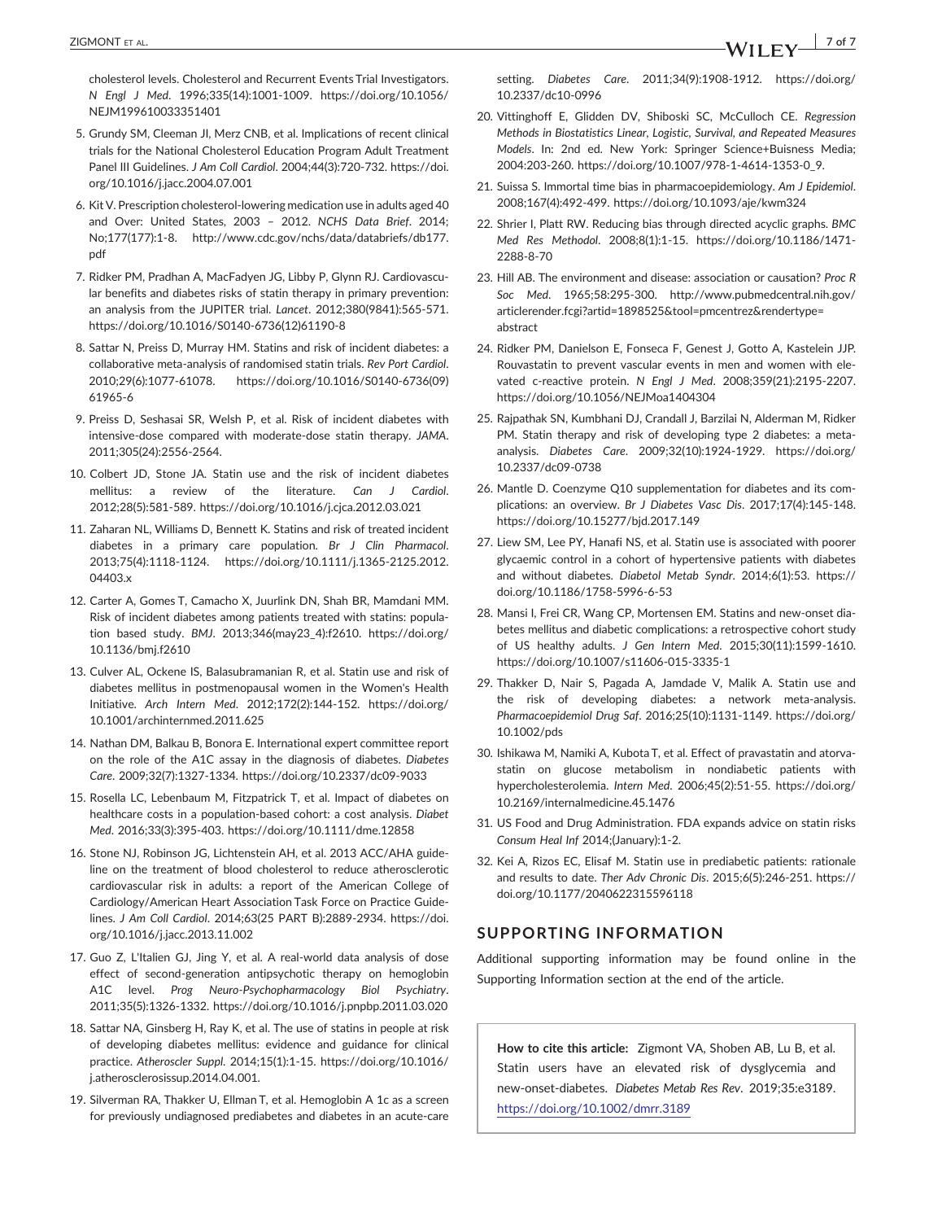cholesterol levels. Cholesterol and Recurrent Events Trial Investigators. *N Engl J Med*. 1996;335(14):1001-1009. https://doi.org/10.1056/NEJM199610033351401

5. Grundy SM, Cleeman JI, Merz CNB, et al. Implications of recent clinical trials for the National Cholesterol Education Program Adult Treatment Panel III Guidelines. *J Am Coll Cardiol*. 2004;44(3):720-732. https://doi.org/10.1016/j.jacc.2004.07.001
6. Kit V. Prescription cholesterol-lowering medication use in adults aged 40 and Over: United States, 2003 – 2012. *NCHS Data Brief*. 2014; No;177(177):1-8. http://www.cdc.gov/nchs/data/databriefs/db177.pdf
7. Ridker PM, Pradhan A, MacFadyen JG, Libby P, Glynn RJ. Cardiovascular benefits and diabetes risks of statin therapy in primary prevention: an analysis from the JUPITER trial. *Lancet*. 2012;380(9841):565-571. https://doi.org/10.1016/S0140-6736(12)61190-8
8. Sattar N, Preiss D, Murray HM. Statins and risk of incident diabetes: a collaborative meta-analysis of randomised statin trials. *Rev Port Cardiol*. 2010;29(6):1077-61078. https://doi.org/10.1016/S0140-6736(09)61965-6
9. Preiss D, Seshasai SR, Welsh P, et al. Risk of incident diabetes with intensive-dose compared with moderate-dose statin therapy. *JAMA*. 2011;305(24):2556-2564.
10. Colbert JD, Stone JA. Statin use and the risk of incident diabetes mellitus: a review of the literature. *Can J Cardiol*. 2012;28(5):581-589. https://doi.org/10.1016/j.cjca.2012.03.021
11. Zaharan NL, Williams D, Bennett K. Statins and risk of treated incident diabetes in a primary care population. *Br J Clin Pharmacol*. 2013;75(4):1118-1124. https://doi.org/10.1111/j.1365-2125.2012.04403.x
12. Carter A, Gomes T, Camacho X, Juurlink DN, Shah BR, Mamdani MM. Risk of incident diabetes among patients treated with statins: population based study. *BMJ*. 2013;346(may23_4):f2610. https://doi.org/10.1136/bmj.f2610
13. Culver AL, Ockene IS, Balasubramanian R, et al. Statin use and risk of diabetes mellitus in postmenopausal women in the Women's Health Initiative. *Arch Intern Med*. 2012;172(2):144-152. https://doi.org/10.1001/archinternmed.2011.625
14. Nathan DM, Balkau B, Bonora E. International expert committee report on the role of the A1C assay in the diagnosis of diabetes. *Diabetes Care*. 2009;32(7):1327-1334. https://doi.org/10.2337/dc09-9033
15. Rosella LC, Lebenbaum M, Fitzpatrick T, et al. Impact of diabetes on healthcare costs in a population-based cohort: a cost analysis. *Diabet Med*. 2016;33(3):395-403. https://doi.org/10.1111/dme.12858
16. Stone NJ, Robinson JG, Lichtenstein AH, et al. 2013 ACC/AHA guideline on the treatment of blood cholesterol to reduce atherosclerotic cardiovascular risk in adults: a report of the American College of Cardiology/American Heart Association Task Force on Practice Guidelines. *J Am Coll Cardiol*. 2014;63(25 PART B):2889-2934. https://doi.org/10.1016/j.jacc.2013.11.002
17. Guo Z, L'Italien GJ, Jing Y, et al. A real-world data analysis of dose effect of second-generation antipsychotic therapy on hemoglobin A1C level. *Prog Neuro-Psychopharmacology Biol Psychiatry*. 2011;35(5):1326-1332. https://doi.org/10.1016/j.pnpbp.2011.03.020
18. Sattar NA, Ginsberg H, Ray K, et al. The use of statins in people at risk of developing diabetes mellitus: evidence and guidance for clinical practice. *Atheroscler Suppl*. 2014;15(1):1-15. https://doi.org/10.1016/j.atherosclerosissup.2014.04.001.
19. Silverman RA, Thakker U, Ellman T, et al. Hemoglobin A 1c as a screen for previously undiagnosed prediabetes and diabetes in an acute-care setting. *Diabetes Care*. 2011;34(9):1908-1912. https://doi.org/10.2337/dc10-0996
20. Vittinghoff E, Glidden DV, Shiboski SC, McCulloch CE. *Regression Methods in Biostatistics Linear, Logistic, Survival, and Repeated Measures Models*. In: 2nd ed. New York: Springer Science+Buisness Media; 2004:203-260. https://doi.org/10.1007/978-1-4614-1353-0_9.
21. Suissa S. Immortal time bias in pharmacoepidemiology. *Am J Epidemiol*. 2008;167(4):492-499. https://doi.org/10.1093/aje/kwm324
22. Shrier I, Platt RW. Reducing bias through directed acyclic graphs. *BMC Med Res Methodol*. 2008;8(1):1-15. https://doi.org/10.1186/1471-2288-8-70
23. Hill AB. The environment and disease: association or causation? *Proc R Soc Med*. 1965;58:295-300. http://www.pubmedcentral.nih.gov/articlerender.fcgi?artid=1898525&tool=pmcentrez&rendertype=abstract
24. Ridker PM, Danielson E, Fonseca F, Genest J, Gotto A, Kastelein JJP. Rouvastatin to prevent vascular events in men and women with elevated c-reactive protein. *N Engl J Med*. 2008;359(21):2195-2207. https://doi.org/10.1056/NEJMoa1404304
25. Rajpathak SN, Kumbhani DJ, Crandall J, Barzilai N, Alderman M, Ridker PM. Statin therapy and risk of developing type 2 diabetes: a meta-analysis. *Diabetes Care*. 2009;32(10):1924-1929. https://doi.org/10.2337/dc09-0738
26. Mantle D. Coenzyme Q10 supplementation for diabetes and its complications: an overview. *Br J Diabetes Vasc Dis*. 2017;17(4):145-148. https://doi.org/10.15277/bjd.2017.149
27. Liew SM, Lee PY, Hanafi NS, et al. Statin use is associated with poorer glycaemic control in a cohort of hypertensive patients with diabetes and without diabetes. *Diabetol Metab Syndr*. 2014;6(1):53. https://doi.org/10.1186/1758-5996-6-53
28. Mansi I, Frei CR, Wang CP, Mortensen EM. Statins and new-onset diabetes mellitus and diabetic complications: a retrospective cohort study of US healthy adults. *J Gen Intern Med*. 2015;30(11):1599-1610. https://doi.org/10.1007/s11606-015-3335-1
29. Thakker D, Nair S, Pagada A, Jamdade V, Malik A. Statin use and the risk of developing diabetes: a network meta-analysis. *Pharmacoepidemiol Drug Saf*. 2016;25(10):1131-1149. https://doi.org/10.1002/pds
30. Ishikawa M, Namiki A, Kubota T, et al. Effect of pravastatin and atorvastatin on glucose metabolism in nondiabetic patients with hypercholesterolemia. *Intern Med*. 2006;45(2):51-55. https://doi.org/10.2169/internalmedicine.45.1476
31. US Food and Drug Administration. FDA expands advice on statin risks *Consum Heal Inf* 2014;(January):1-2.
32. Kei A, Rizos EC, Elisaf M. Statin use in prediabetic patients: rationale and results to date. *Ther Adv Chronic Dis*. 2015;6(5):246-251. https://doi.org/10.1177/2040622315596118

## SUPPORTING INFORMATION

Additional supporting information may be found online in the Supporting Information section at the end of the article.

**How to cite this article:** Zigmont VA, Shoben AB, Lu B, et al. Statin users have an elevated risk of dysglycemia and new-onset-diabetes. *Diabetes Metab Res Rev*. 2019;35:e3189. https://doi.org/10.1002/dmrr.3189